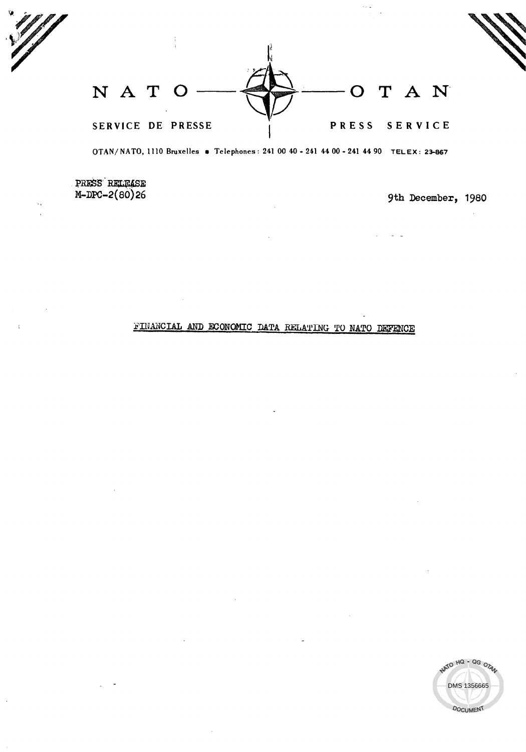NATO — OTAN

SERVICE DE PRESSE — PRESS SERVICE

OTAN/NATO, 1110 Bruxelles • Telephones: 241 00 40 - 241 44 00 - 241 44 90 TELEX: 23-867

PRESS RELEASE
M-DPC-2(80)26

9th December, 1980

# FINANCIAL AND ECONOMIC DATA RELATING TO NATO DEFENCE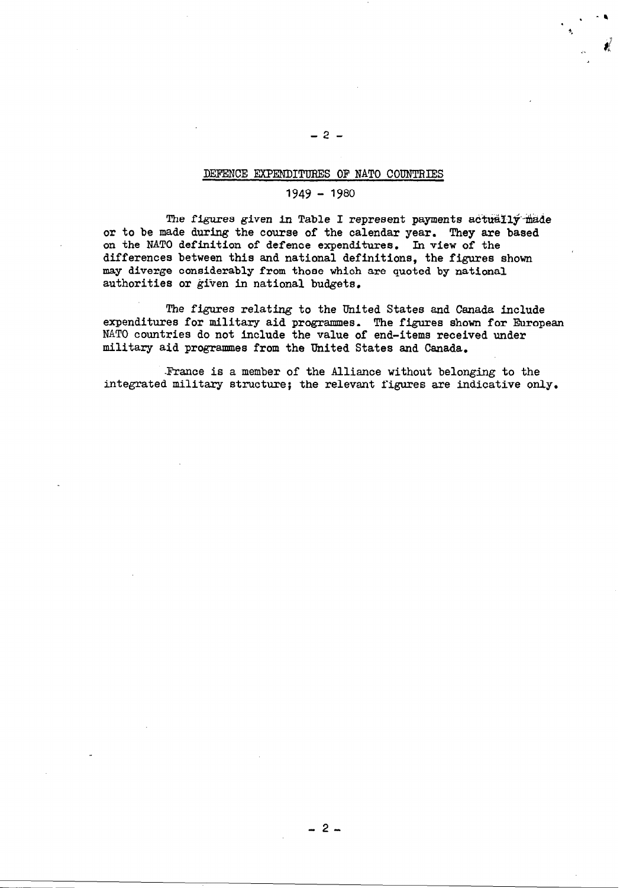## DEFENCE EXPENDITURES OF NATO COUNTRIES

### 1949 – 1980

The figures given in Table I represent payments actually made or to be made during the course of the calendar year. They are based on the NATO definition of defence expenditures. In view of the differences between this and national definitions, the figures shown may diverge considerably from those which are quoted by national authorities or given in national budgets.

The figures relating to the United States and Canada include expenditures for military aid programmes. The figures shown for European NATO countries do not include the value of end-items received under military aid programmes from the United States and Canada.

France is a member of the Alliance without belonging to the integrated military structure; the relevant figures are indicative only.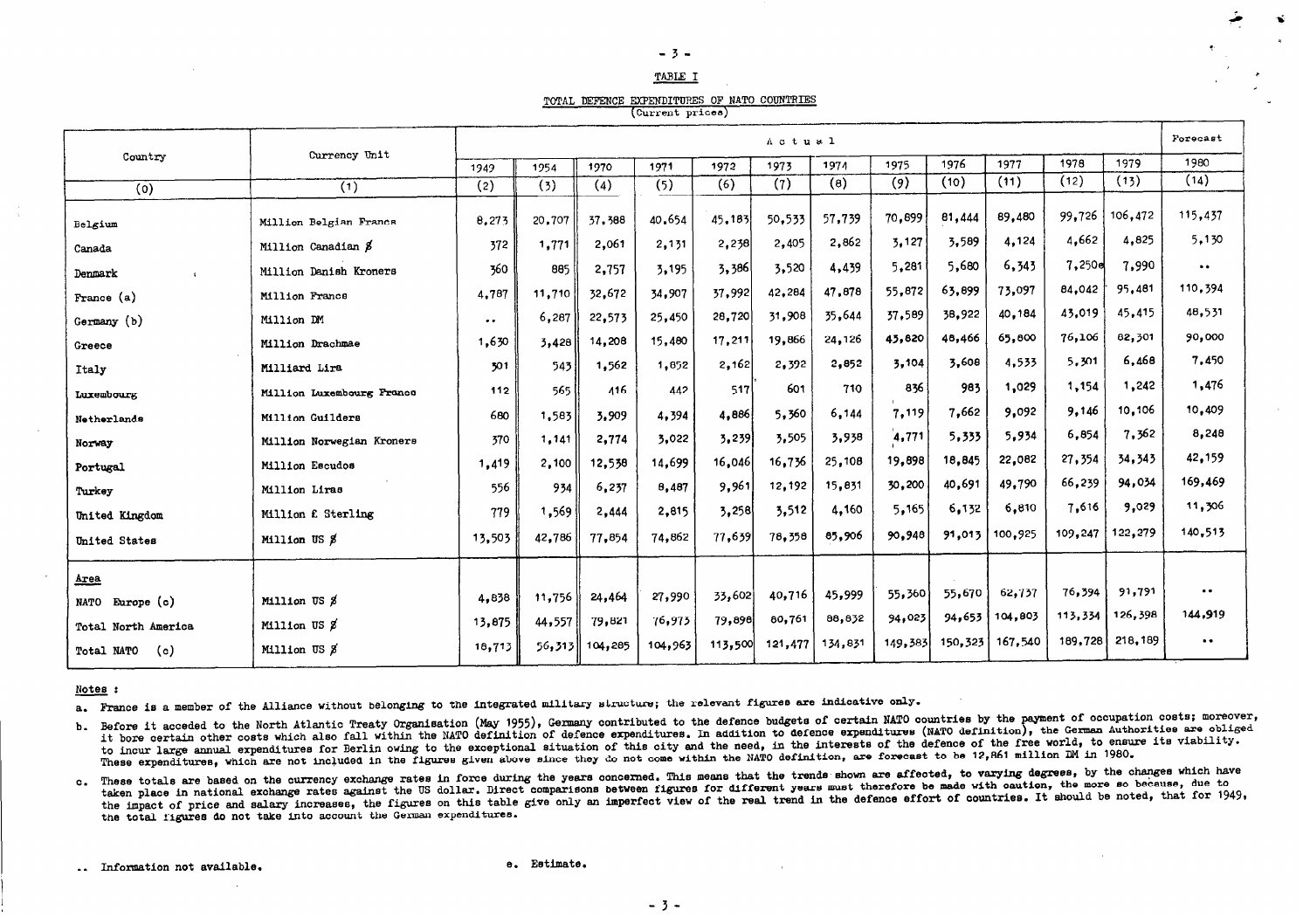## TABLE I

### TOTAL DEFENCE EXPENDITURES OF NATO COUNTRIES
(Current prices)

| Country | Currency Unit | Actual | | | | | | | | | | | | Forecast |
|---|---|---|---|---|---|---|---|---|---|---|---|---|---|---|
| | | 1949 | 1954 | 1970 | 1971 | 1972 | 1973 | 1974 | 1975 | 1976 | 1977 | 1978 | 1979 | 1980 |
| (0) | (1) | (2) | (3) | (4) | (5) | (6) | (7) | (8) | (9) | (10) | (11) | (12) | (13) | (14) |
| Belgium | Million Belgian Francs | 8,273 | 20,707 | 37,388 | 40,654 | 45,183 | 50,533 | 57,739 | 70,899 | 81,444 | 89,480 | 99,726 | 106,472 | 115,437 |
| Canada | Million Canadian $ | 372 | 1,771 | 2,061 | 2,131 | 2,238 | 2,405 | 2,862 | 3,127 | 3,589 | 4,124 | 4,662 | 4,825 | 5,130 |
| Denmark | Million Danish Kroners | 360 | 885 | 2,757 | 3,195 | 3,386 | 3,520 | 4,439 | 5,281 | 5,680 | 6,343 | 7,250e | 7,990 | .. |
| France (a) | Million Francs | 4,787 | 11,710 | 32,672 | 34,907 | 37,992 | 42,284 | 47,878 | 55,872 | 63,899 | 73,097 | 84,042 | 95,481 | 110,394 |
| Germany (b) | Million DM | .. | 6,287 | 22,573 | 25,450 | 28,720 | 31,908 | 35,644 | 37,589 | 38,922 | 40,184 | 43,019 | 45,415 | 48,531 |
| Greece | Million Drachmae | 1,630 | 3,428 | 14,208 | 15,480 | 17,211 | 19,866 | 24,126 | 43,820 | 48,466 | 65,800 | 76,106 | 82,301 | 90,000 |
| Italy | Milliard Lira | 301 | 543 | 1,562 | 1,852 | 2,162 | 2,392 | 2,852 | 3,104 | 3,608 | 4,533 | 5,301 | 6,468 | 7,450 |
| Luxembourg | Million Luxembourg Francs | 112 | 565 | 416 | 442 | 517 | 601 | 710 | 836 | 983 | 1,029 | 1,154 | 1,242 | 1,476 |
| Netherlands | Million Guilders | 680 | 1,583 | 3,909 | 4,394 | 4,886 | 5,360 | 6,144 | 7,119 | 7,662 | 9,092 | 9,146 | 10,106 | 10,409 |
| Norway | Million Norwegian Kroners | 370 | 1,141 | 2,774 | 3,022 | 3,239 | 3,505 | 3,938 | 4,771 | 5,333 | 5,934 | 6,854 | 7,362 | 8,248 |
| Portugal | Million Escudos | 1,419 | 2,100 | 12,538 | 14,699 | 16,046 | 16,736 | 25,108 | 19,898 | 18,845 | 22,082 | 27,354 | 34,343 | 42,159 |
| Turkey | Million Liras | 556 | 934 | 6,237 | 8,487 | 9,961 | 12,192 | 15,831 | 30,200 | 40,691 | 49,790 | 66,239 | 94,034 | 169,469 |
| United Kingdom | Million £ Sterling | 779 | 1,569 | 2,444 | 2,815 | 3,258 | 3,512 | 4,160 | 5,165 | 6,132 | 6,810 | 7,616 | 9,029 | 11,306 |
| United States | Million US $ | 13,503 | 42,786 | 77,854 | 74,862 | 77,639 | 78,358 | 85,906 | 90,948 | 91,013 | 100,925 | 109,247 | 122,279 | 140,513 |
| **Area** | | | | | | | | | | | | | | |
| NATO Europe (c) | Million US $ | 4,838 | 11,756 | 24,464 | 27,990 | 33,602 | 40,716 | 45,999 | 55,360 | 55,670 | 62,737 | 76,394 | 91,791 | .. |
| Total North America | Million US $ | 13,875 | 44,557 | 79,821 | 76,973 | 79,898 | 80,761 | 88,832 | 94,023 | 94,653 | 104,803 | 113,334 | 126,398 | 144,919 |
| Total NATO (c) | Million US $ | 18,713 | 56,313 | 104,285 | 104,963 | 113,500 | 121,477 | 134,831 | 149,383 | 150,323 | 167,540 | 189,728 | 218,189 | .. |

**Notes :**

a. France is a member of the Alliance without belonging to the integrated military structure; the relevant figures are indicative only.

b. Before it acceded to the North Atlantic Treaty Organisation (May 1955), Germany contributed to the defence budgets of certain NATO countries by the payment of occupation costs; moreover, it bore certain other costs which also fall within the NATO definition of defence expenditures. In addition to defence expenditures (NATO definition), the German Authorities are obliged to incur large annual expenditures for Berlin owing to the exceptional situation of this city and the need, in the interests of the defence of the free world, to ensure its viability. These expenditures, which are not included in the figures given above since they do not come within the NATO definition, are forecast to be 12,861 million DM in 1980.

c. These totals are based on the currency exchange rates in force during the years concerned. This means that the trends shown are affected, to varying degrees, by the changes which have taken place in national exchange rates against the US dollar. Direct comparisons between figures for different years must therefore be made with caution, the more so because, due to the impact of price and salary increases, the figures on this table give only an imperfect view of the real trend in the defence effort of countries. It should be noted, that for 1949, the total figures do not take into account the German expenditures.

.. Information not available.

e. Estimate.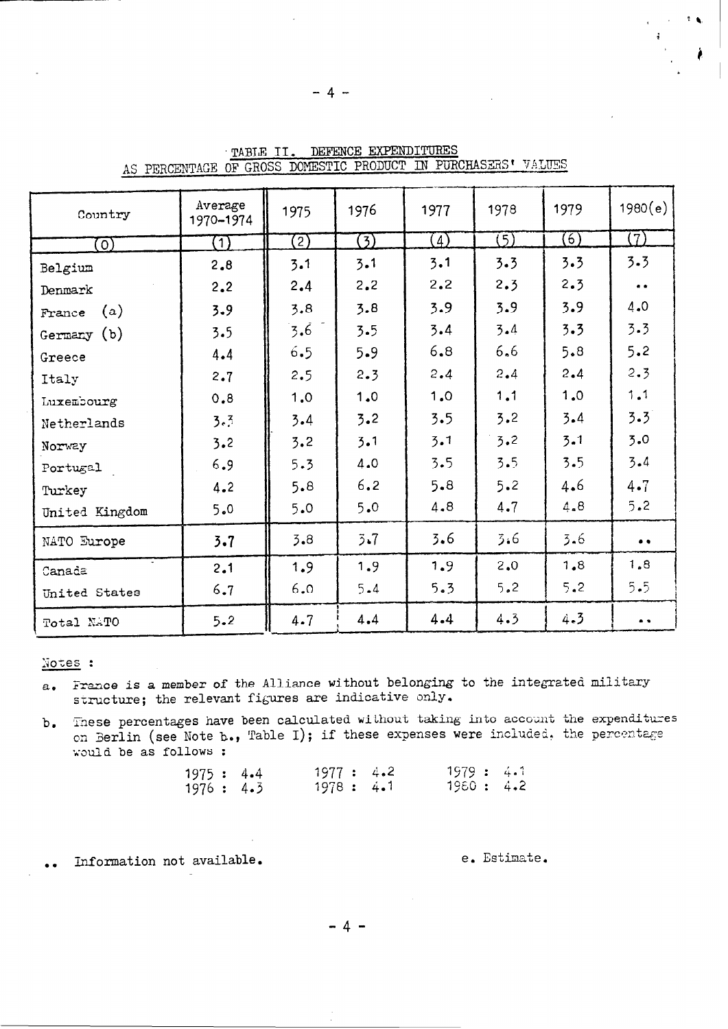## TABLE II. DEFENCE EXPENDITURES AS PERCENTAGE OF GROSS DOMESTIC PRODUCT IN PURCHASERS' VALUES

| Country | Average 1970–1974 | 1975 | 1976 | 1977 | 1978 | 1979 | 1980(e) |
|---|---|---|---|---|---|---|---|
| (0) | (1) | (2) | (3) | (4) | (5) | (6) | (7) |
| Belgium | 2.8 | 3.1 | 3.1 | 3.1 | 3.3 | 3.3 | 3.3 |
| Denmark | 2.2 | 2.4 | 2.2 | 2.2 | 2.3 | 2.3 | .. |
| France (a) | 3.9 | 3.8 | 3.8 | 3.9 | 3.9 | 3.9 | 4.0 |
| Germany (b) | 3.5 | 3.6 | 3.5 | 3.4 | 3.4 | 3.3 | 3.3 |
| Greece | 4.4 | 6.5 | 5.9 | 6.8 | 6.6 | 5.8 | 5.2 |
| Italy | 2.7 | 2.5 | 2.3 | 2.4 | 2.4 | 2.4 | 2.3 |
| Luxembourg | 0.8 | 1.0 | 1.0 | 1.0 | 1.1 | 1.0 | 1.1 |
| Netherlands | 3.3 | 3.4 | 3.2 | 3.5 | 3.2 | 3.4 | 3.3 |
| Norway | 3.2 | 3.2 | 3.1 | 3.1 | 3.2 | 3.1 | 3.0 |
| Portugal | 6.9 | 5.3 | 4.0 | 3.5 | 3.5 | 3.5 | 3.4 |
| Turkey | 4.2 | 5.8 | 6.2 | 5.8 | 5.2 | 4.6 | 4.7 |
| United Kingdom | 5.0 | 5.0 | 5.0 | 4.8 | 4.7 | 4.8 | 5.2 |
| NATO Europe | 3.7 | 3.8 | 3.7 | 3.6 | 3.6 | 3.6 | .. |
| Canada | 2.1 | 1.9 | 1.9 | 1.9 | 2.0 | 1.8 | 1.8 |
| United States | 6.7 | 6.0 | 5.4 | 5.3 | 5.2 | 5.2 | 5.5 |
| Total NATO | 5.2 | 4.7 | 4.4 | 4.4 | 4.3 | 4.3 | .. |

Notes :

a. France is a member of the Alliance without belonging to the integrated military structure; the relevant figures are indicative only.

b. These percentages have been calculated without taking into account the expenditures on Berlin (see Note b., Table I); if these expenses were included, the percentage would be as follows :

| | | |
|---|---|---|
| 1975 : 4.4 | 1977 : 4.2 | 1979 : 4.1 |
| 1976 : 4.3 | 1978 : 4.1 | 1980 : 4.2 |

.. Information not available.

e. Estimate.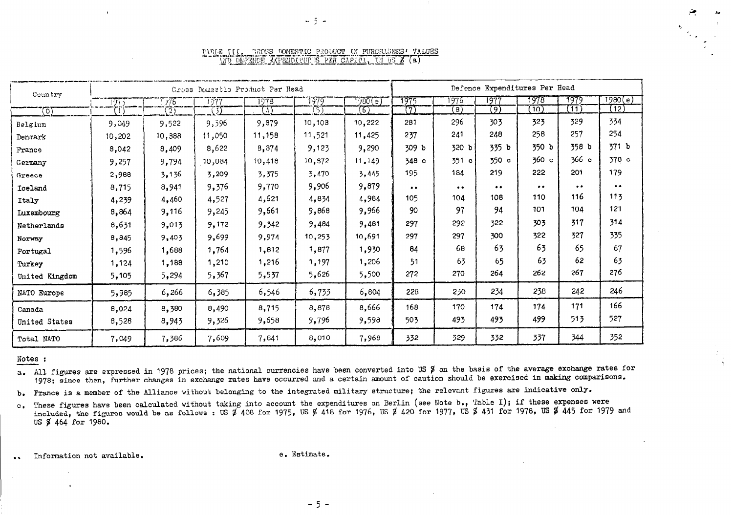TABLE III. GROSS DOMESTIC PRODUCT IN PURCHASERS' VALUES AND DEFENCE EXPENDITURES PER CAPITA, IN US $ (a)

| Country | Gross Domestic Product Per Head | | | | | | Defence Expenditures Per Head | | | | | |
|---|---|---|---|---|---|---|---|---|---|---|---|---|
| | 1975 | 1976 | 1977 | 1978 | 1979 | 1980(e) | 1975 | 1976 | 1977 | 1978 | 1979 | 1980(e) |
| (0) | (1) | (2) | (3) | (4) | (5) | (6) | (7) | (8) | (9) | (10) | (11) | (12) |
| Belgium | 9,049 | 9,522 | 9,396 | 9,879 | 10,108 | 10,222 | 281 | 296 | 303 | 323 | 329 | 334 |
| Denmark | 10,202 | 10,388 | 11,050 | 11,158 | 11,521 | 11,425 | 237 | 241 | 248 | 258 | 257 | 254 |
| France | 8,042 | 8,409 | 8,622 | 8,874 | 9,123 | 9,290 | 309 b | 320 b | 335 b | 350 b | 358 b | 371 b |
| Germany | 9,257 | 9,794 | 10,084 | 10,418 | 10,872 | 11,149 | 348 c | 351 c | 350 c | 360 c | 366 c | 378 c |
| Greece | 2,988 | 3,136 | 3,209 | 3,375 | 3,470 | 3,445 | 195 | 184 | 219 | 222 | 201 | 179 |
| Iceland | 8,715 | 8,941 | 9,376 | 9,770 | 9,906 | 9,879 | .. | .. | .. | .. | .. | .. |
| Italy | 4,239 | 4,460 | 4,527 | 4,621 | 4,834 | 4,984 | 105 | 104 | 108 | 110 | 116 | 113 |
| Luxembourg | 8,864 | 9,116 | 9,245 | 9,661 | 9,868 | 9,966 | 90 | 97 | 94 | 101 | 104 | 121 |
| Netherlands | 8,631 | 9,013 | 9,172 | 9,342 | 9,484 | 9,481 | 297 | 292 | 322 | 303 | 317 | 314 |
| Norway | 8,845 | 9,403 | 9,699 | 9,974 | 10,253 | 10,691 | 297 | 297 | 300 | 322 | 327 | 335 |
| Portugal | 1,596 | 1,688 | 1,764 | 1,812 | 1,877 | 1,930 | 84 | 68 | 63 | 63 | 65 | 67 |
| Turkey | 1,124 | 1,188 | 1,210 | 1,216 | 1,197 | 1,206 | 51 | 63 | 65 | 63 | 62 | 63 |
| United Kingdom | 5,105 | 5,294 | 5,367 | 5,537 | 5,626 | 5,500 | 272 | 270 | 264 | 262 | 267 | 276 |
| NATO Europe | 5,985 | 6,266 | 6,385 | 6,546 | 6,733 | 6,804 | 228 | 230 | 234 | 238 | 242 | 246 |
| Canada | 8,024 | 8,380 | 8,490 | 8,715 | 8,878 | 8,666 | 168 | 170 | 174 | 174 | 171 | 166 |
| United States | 8,528 | 8,943 | 9,326 | 9,658 | 9,796 | 9,598 | 503 | 493 | 493 | 499 | 513 | 527 |
| Total NATO | 7,049 | 7,386 | 7,609 | 7,841 | 8,010 | 7,968 | 332 | 329 | 332 | 337 | 344 | 352 |

Notes :

a. All figures are expressed in 1978 prices; the national currencies have been converted into US $ on the basis of the average exchange rates for 1978; since then, further changes in exchange rates have occurred and a certain amount of caution should be exercised in making comparisons.

b. France is a member of the Alliance without belonging to the integrated military structure; the relevant figures are indicative only.

c. These figures have been calculated without taking into account the expenditures on Berlin (see Note b., Table I); if these expenses were included, the figures would be as follows : US $ 408 for 1975, US $ 418 for 1976, US $ 420 for 1977, US $ 431 for 1978, US $ 445 for 1979 and US $ 464 for 1980.

.. Information not available.

e. Estimate.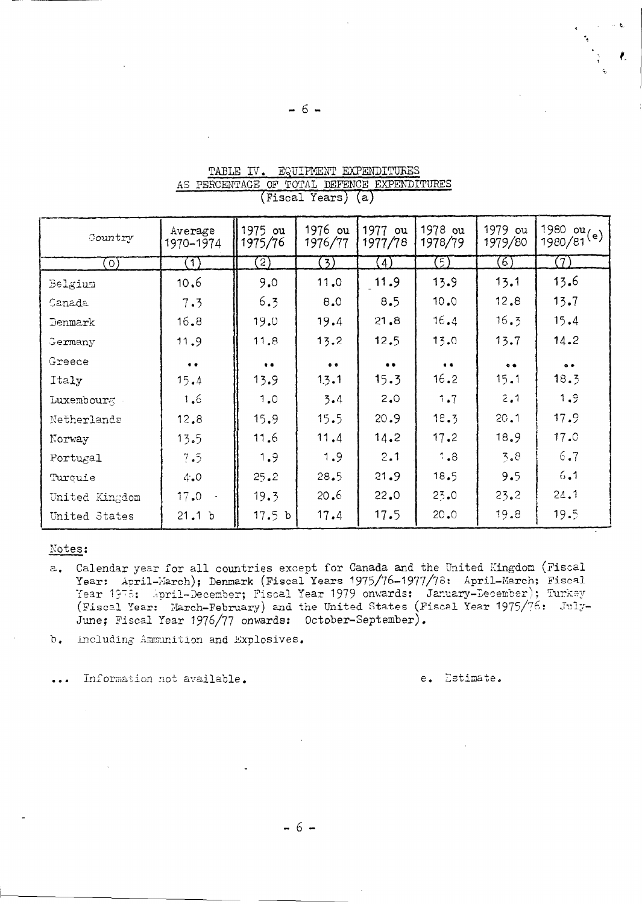TABLE IV. EQUIPMENT EXPENDITURES AS PERCENTAGE OF TOTAL DEFENCE EXPENDITURES (Fiscal Years) (a)

| Country | Average 1970-1974 | 1975 ou 1975/76 | 1976 ou 1976/77 | 1977 ou 1977/78 | 1978 ou 1978/79 | 1979 ou 1979/80 | 1980 ou 1980/81 (e) |
|---|---|---|---|---|---|---|---|
| (0) | (1) | (2) | (3) | (4) | (5) | (6) | (7) |
| Belgium | 10.6 | 9.0 | 11.0 | 11.9 | 13.9 | 13.1 | 13.6 |
| Canada | 7.3 | 6.3 | 8.0 | 8.5 | 10.0 | 12.8 | 13.7 |
| Denmark | 16.8 | 19.0 | 19.4 | 21.8 | 16.4 | 16.3 | 15.4 |
| Germany | 11.9 | 11.8 | 13.2 | 12.5 | 13.0 | 13.7 | 14.2 |
| Greece | .. | .. | .. | .. | .. | .. | .. |
| Italy | 15.4 | 13.9 | 13.1 | 15.3 | 16.2 | 15.1 | 18.3 |
| Luxembourg | 1.6 | 1.0 | 3.4 | 2.0 | 1.7 | 2.1 | 1.9 |
| Netherlands | 12.8 | 15.9 | 15.5 | 20.9 | 18.3 | 20.1 | 17.9 |
| Norway | 13.5 | 11.6 | 11.4 | 14.2 | 17.2 | 18.9 | 17.0 |
| Portugal | 7.5 | 1.9 | 1.9 | 2.1 | 1.8 | 3.8 | 6.7 |
| Turquie | 4.0 | 25.2 | 28.5 | 21.9 | 18.5 | 9.5 | 6.1 |
| United Kingdom | 17.0 | 19.3 | 20.6 | 22.0 | 23.0 | 23.2 | 24.1 |
| United States | 21.1 b | 17.5 b | 17.4 | 17.5 | 20.0 | 19.8 | 19.5 |

Notes:

a. Calendar year for all countries except for Canada and the United Kingdom (Fiscal Year: April-March); Denmark (Fiscal Years 1975/76-1977/78: April-March; Fiscal Year 1978: April-December; Fiscal Year 1979 onwards: January-December); Turkey (Fiscal Year: March-February) and the United States (Fiscal Year 1975/76: July-June; Fiscal Year 1976/77 onwards: October-September).

b. Including Ammunition and Explosives.

... Information not available.

e. Estimate.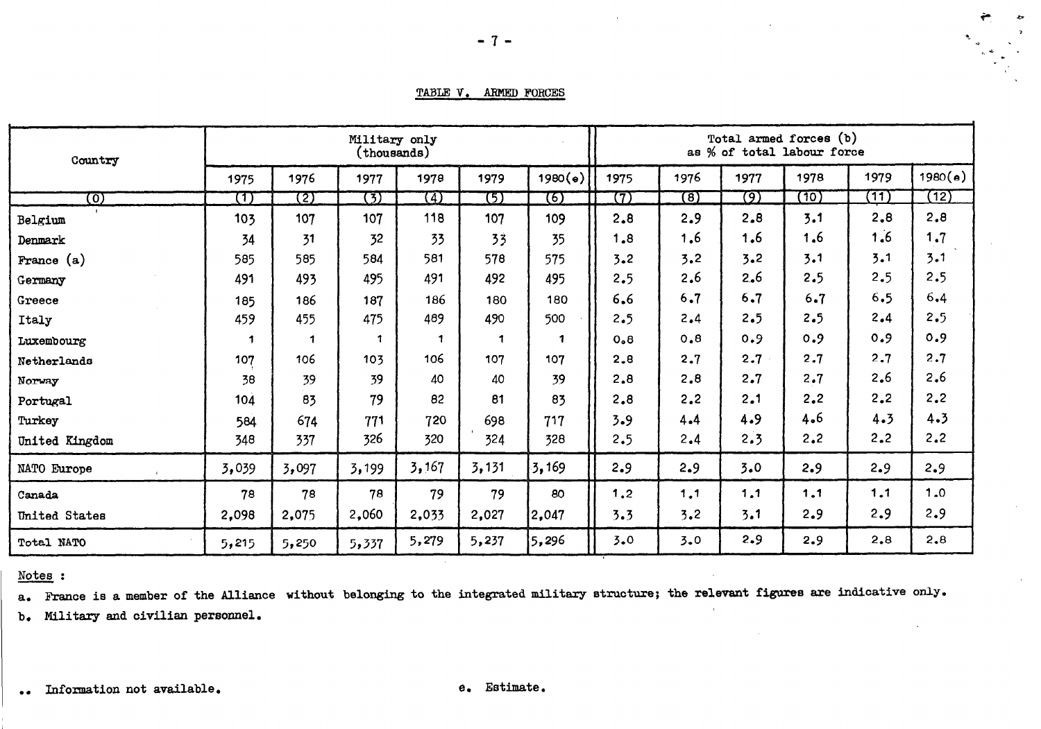TABLE V. ARMED FORCES

| Country | Military only (thousands) | | | | | | Total armed forces (b) as % of total labour force | | | | | |
|---|---|---|---|---|---|---|---|---|---|---|---|---|
| | 1975 | 1976 | 1977 | 1978 | 1979 | 1980(e) | 1975 | 1976 | 1977 | 1978 | 1979 | 1980(e) |
| (0) | (1) | (2) | (3) | (4) | (5) | (6) | (7) | (8) | (9) | (10) | (11) | (12) |
| Belgium | 103 | 107 | 107 | 118 | 107 | 109 | 2.8 | 2.9 | 2.8 | 3.1 | 2.8 | 2.8 |
| Denmark | 34 | 31 | 32 | 33 | 33 | 35 | 1.8 | 1.6 | 1.6 | 1.6 | 1.6 | 1.7 |
| France (a) | 585 | 585 | 584 | 581 | 578 | 575 | 3.2 | 3.2 | 3.2 | 3.1 | 3.1 | 3.1 |
| Germany | 491 | 493 | 495 | 491 | 492 | 495 | 2.5 | 2.6 | 2.6 | 2.5 | 2.5 | 2.5 |
| Greece | 185 | 186 | 187 | 186 | 180 | 180 | 6.6 | 6.7 | 6.7 | 6.7 | 6.5 | 6.4 |
| Italy | 459 | 455 | 475 | 489 | 490 | 500 | 2.5 | 2.4 | 2.5 | 2.5 | 2.4 | 2.5 |
| Luxembourg | 1 | 1 | 1 | 1 | 1 | 1 | 0.8 | 0.8 | 0.9 | 0.9 | 0.9 | 0.9 |
| Netherlands | 107 | 106 | 103 | 106 | 107 | 107 | 2.8 | 2.7 | 2.7 | 2.7 | 2.7 | 2.7 |
| Norway | 38 | 39 | 39 | 40 | 40 | 39 | 2.8 | 2.8 | 2.7 | 2.7 | 2.6 | 2.6 |
| Portugal | 104 | 83 | 79 | 82 | 81 | 83 | 2.8 | 2.2 | 2.1 | 2.2 | 2.2 | 2.2 |
| Turkey | 584 | 674 | 771 | 720 | 698 | 717 | 3.9 | 4.4 | 4.9 | 4.6 | 4.3 | 4.3 |
| United Kingdom | 348 | 337 | 326 | 320 | 324 | 328 | 2.5 | 2.4 | 2.3 | 2.2 | 2.2 | 2.2 |
| NATO Europe | 3,039 | 3,097 | 3,199 | 3,167 | 3,131 | 3,169 | 2.9 | 2.9 | 3.0 | 2.9 | 2.9 | 2.9 |
| Canada | 78 | 78 | 78 | 79 | 79 | 80 | 1.2 | 1.1 | 1.1 | 1.1 | 1.1 | 1.0 |
| United States | 2,098 | 2,075 | 2,060 | 2,033 | 2,027 | 2,047 | 3.3 | 3.2 | 3.1 | 2.9 | 2.9 | 2.9 |
| Total NATO | 5,215 | 5,250 | 5,337 | 5,279 | 5,237 | 5,296 | 3.0 | 3.0 | 2.9 | 2.9 | 2.8 | 2.8 |

Notes :

a. France is a member of the Alliance without belonging to the integrated military structure; the relevant figures are indicative only.

b. Military and civilian personnel.

.. Information not available.

e. Estimate.